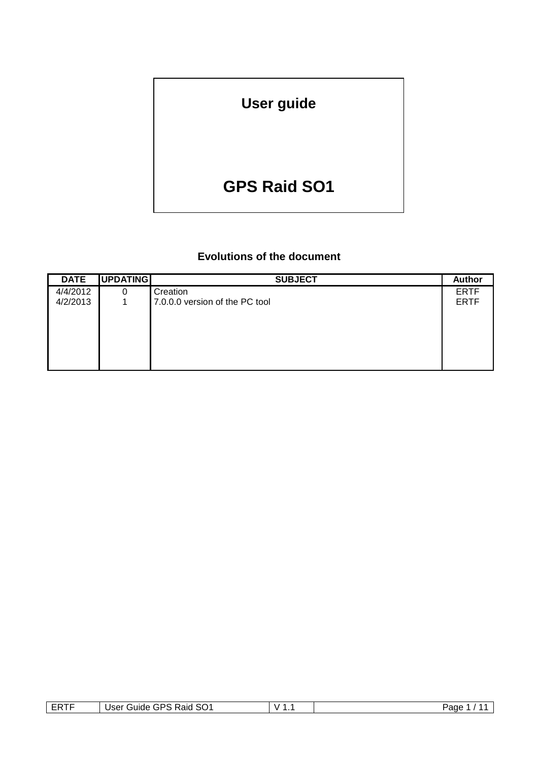# User guide

# GPS Raid SO1

## Evolutions of the document

| DATE | UPDATING | SUBJECT | Author |
|---|---|---|---|
| 4/4/2012 | 0 | Creation | ERTF |
| 4/2/2013 | 1 | 7.0.0.0 version of the PC tool | ERTF |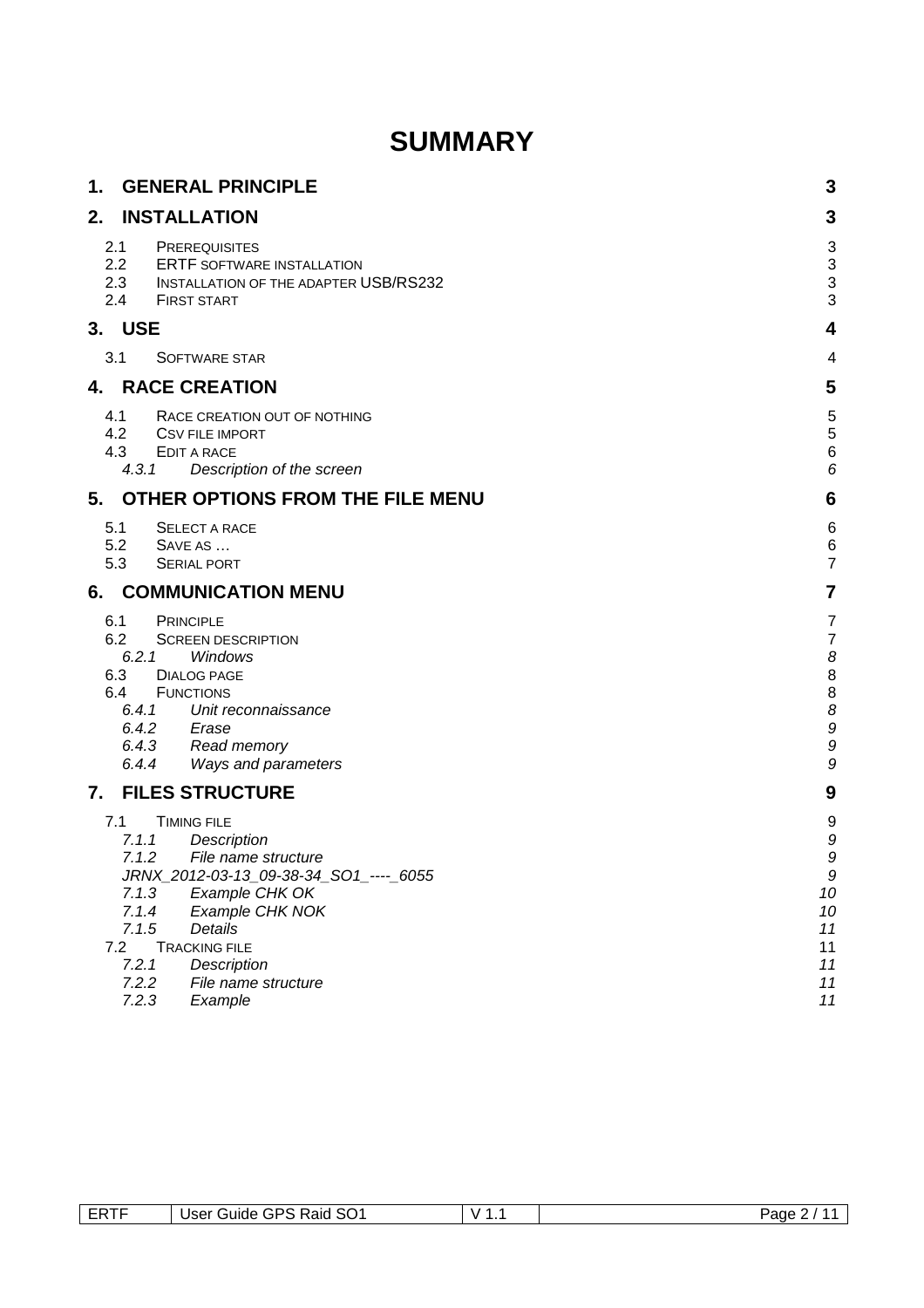# SUMMARY

| | | |
|---|---|---|
| **1.** | **GENERAL PRINCIPLE** | **3** |
| **2.** | **INSTALLATION** | **3** |
| 2.1 | PREREQUISITES | 3 |
| 2.2 | ERTF SOFTWARE INSTALLATION | 3 |
| 2.3 | INSTALLATION OF THE ADAPTER USB/RS232 | 3 |
| 2.4 | FIRST START | 3 |
| **3.** | **USE** | **4** |
| 3.1 | SOFTWARE STAR | 4 |
| **4.** | **RACE CREATION** | **5** |
| 4.1 | RACE CREATION OUT OF NOTHING | 5 |
| 4.2 | CSV FILE IMPORT | 5 |
| 4.3 | EDIT A RACE | 6 |
| *4.3.1* | *Description of the screen* | *6* |
| **5.** | **OTHER OPTIONS FROM THE FILE MENU** | **6** |
| 5.1 | SELECT A RACE | 6 |
| 5.2 | SAVE AS … | 6 |
| 5.3 | SERIAL PORT | 7 |
| **6.** | **COMMUNICATION MENU** | **7** |
| 6.1 | PRINCIPLE | 7 |
| 6.2 | SCREEN DESCRIPTION | 7 |
| *6.2.1* | *Windows* | *8* |
| 6.3 | DIALOG PAGE | 8 |
| 6.4 | FUNCTIONS | 8 |
| *6.4.1* | *Unit reconnaissance* | *8* |
| *6.4.2* | *Erase* | *9* |
| *6.4.3* | *Read memory* | *9* |
| *6.4.4* | *Ways and parameters* | *9* |
| **7.** | **FILES STRUCTURE** | **9** |
| 7.1 | TIMING FILE | 9 |
| *7.1.1* | *Description* | *9* |
| *7.1.2* | *File name structure* | *9* |
| | *JRNX_2012-03-13_09-38-34_SO1_----_6055* | *9* |
| *7.1.3* | *Example CHK OK* | *10* |
| *7.1.4* | *Example CHK NOK* | *10* |
| *7.1.5* | *Details* | *11* |
| 7.2 | TRACKING FILE | 11 |
| *7.2.1* | *Description* | *11* |
| *7.2.2* | *File name structure* | *11* |
| *7.2.3* | *Example* | *11* |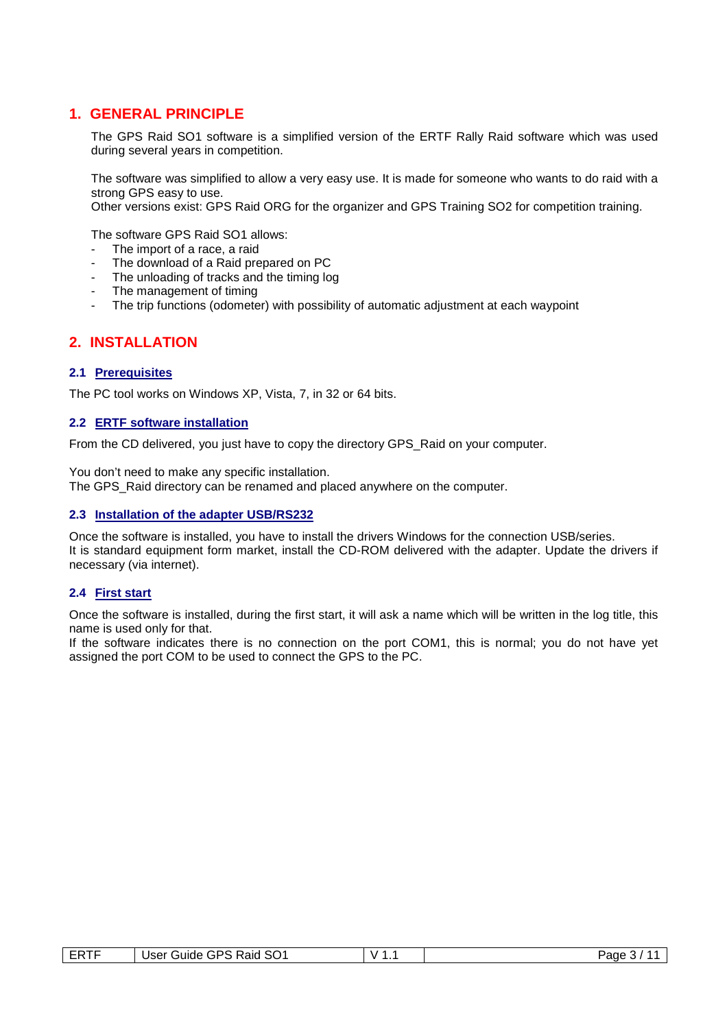## 1. GENERAL PRINCIPLE

The GPS Raid SO1 software is a simplified version of the ERTF Rally Raid software which was used during several years in competition.

The software was simplified to allow a very easy use. It is made for someone who wants to do raid with a strong GPS easy to use.
Other versions exist: GPS Raid ORG for the organizer and GPS Training SO2 for competition training.

The software GPS Raid SO1 allows:

- The import of a race, a raid
- The download of a Raid prepared on PC
- The unloading of tracks and the timing log
- The management of timing
- The trip functions (odometer) with possibility of automatic adjustment at each waypoint

## 2. INSTALLATION

### 2.1 Prerequisites

The PC tool works on Windows XP, Vista, 7, in 32 or 64 bits.

### 2.2 ERTF software installation

From the CD delivered, you just have to copy the directory GPS_Raid on your computer.

You don't need to make any specific installation.
The GPS_Raid directory can be renamed and placed anywhere on the computer.

### 2.3 Installation of the adapter USB/RS232

Once the software is installed, you have to install the drivers Windows for the connection USB/series.
It is standard equipment form market, install the CD-ROM delivered with the adapter. Update the drivers if necessary (via internet).

### 2.4 First start

Once the software is installed, during the first start, it will ask a name which will be written in the log title, this name is used only for that.
If the software indicates there is no connection on the port COM1, this is normal; you do not have yet assigned the port COM to be used to connect the GPS to the PC.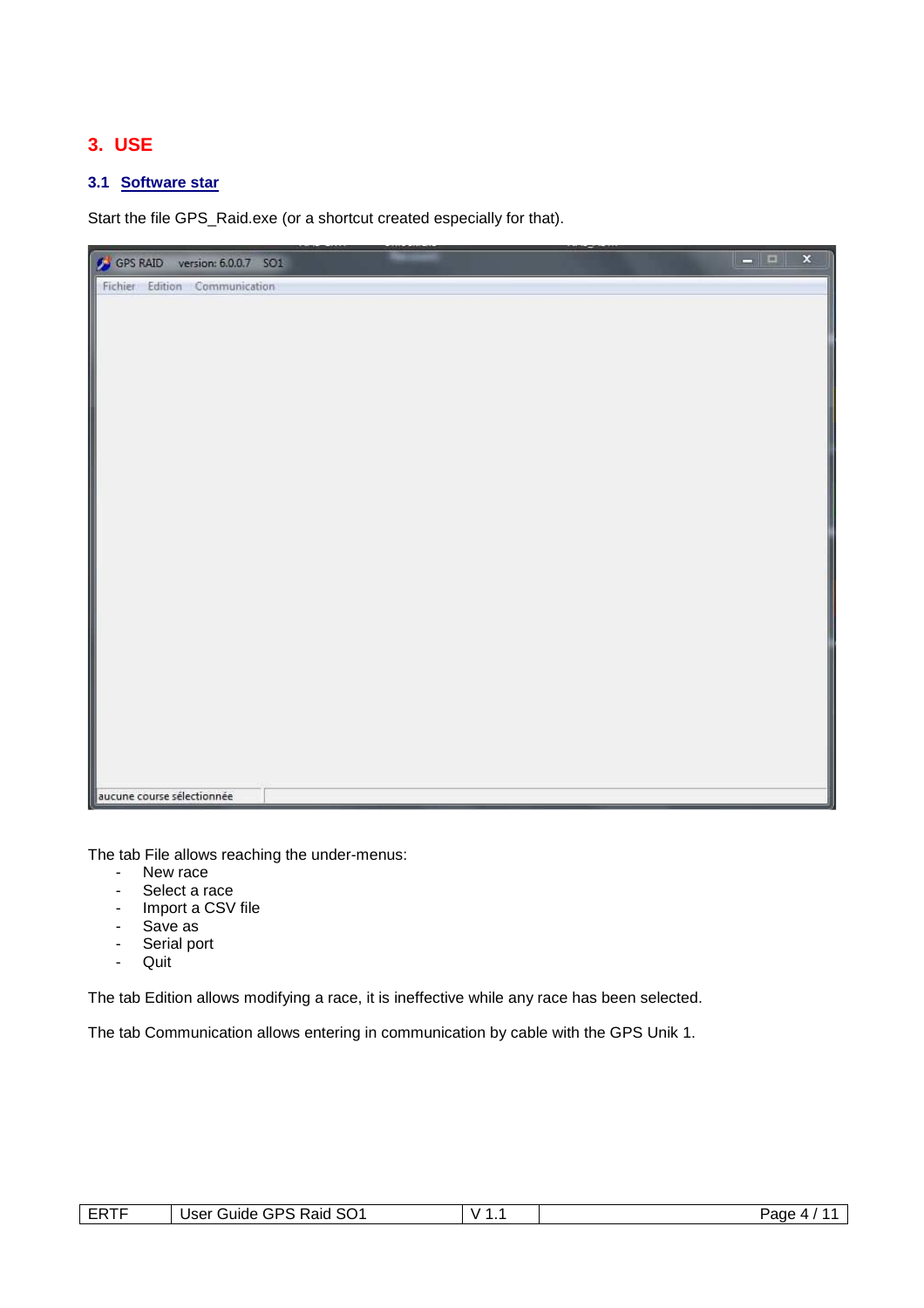# 3. USE

## 3.1 Software star

Start the file GPS_Raid.exe (or a shortcut created especially for that).

The tab File allows reaching the under-menus:

- New race
- Select a race
- Import a CSV file
- Save as
- Serial port
- Quit

The tab Edition allows modifying a race, it is ineffective while any race has been selected.

The tab Communication allows entering in communication by cable with the GPS Unik 1.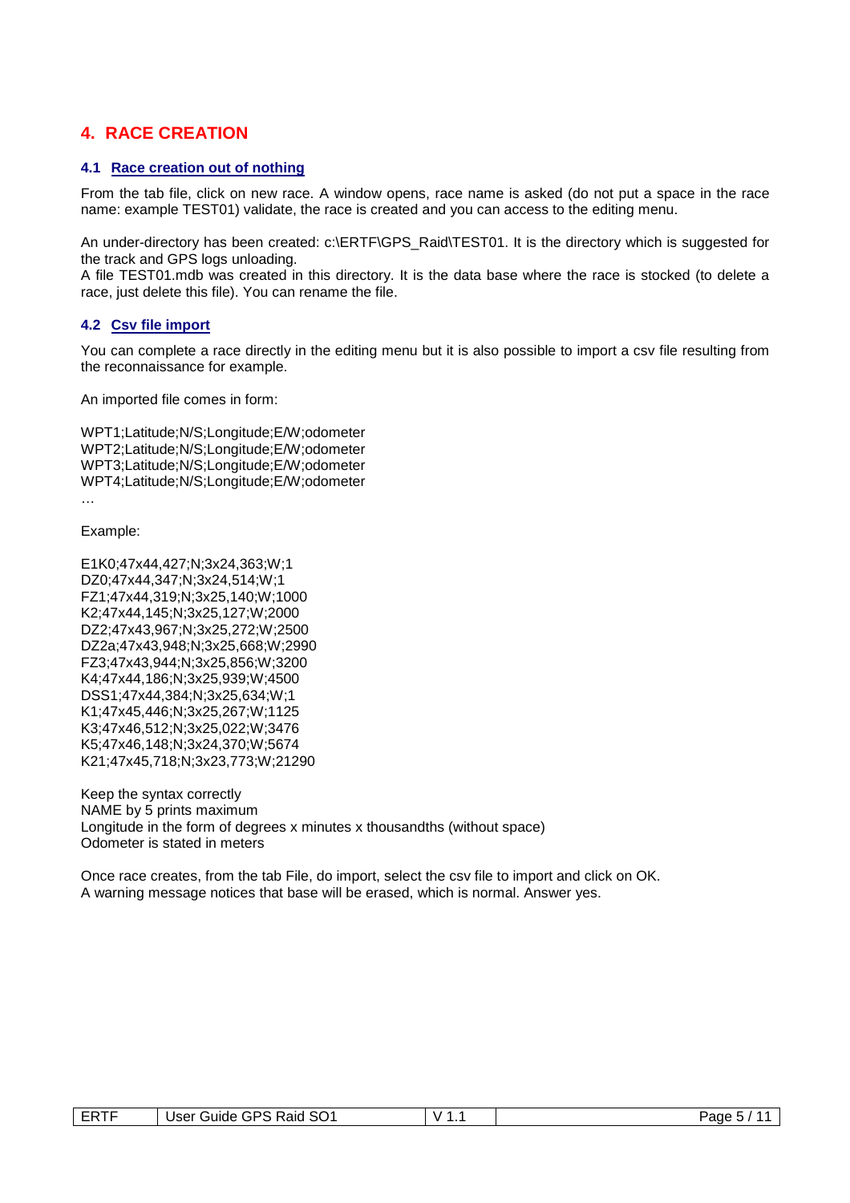## 4. RACE CREATION

### 4.1 Race creation out of nothing

From the tab file, click on new race. A window opens, race name is asked (do not put a space in the race name: example TEST01) validate, the race is created and you can access to the editing menu.

An under-directory has been created: c:\ERTF\GPS_Raid\TEST01. It is the directory which is suggested for the track and GPS logs unloading.
A file TEST01.mdb was created in this directory. It is the data base where the race is stocked (to delete a race, just delete this file). You can rename the file.

### 4.2 Csv file import

You can complete a race directly in the editing menu but it is also possible to import a csv file resulting from the reconnaissance for example.

An imported file comes in form:

```
WPT1;Latitude;N/S;Longitude;E/W;odometer
WPT2;Latitude;N/S;Longitude;E/W;odometer
WPT3;Latitude;N/S;Longitude;E/W;odometer
WPT4;Latitude;N/S;Longitude;E/W;odometer
…
```

Example:

```
E1K0;47x44,427;N;3x24,363;W;1
DZ0;47x44,347;N;3x24,514;W;1
FZ1;47x44,319;N;3x25,140;W;1000
K2;47x44,145;N;3x25,127;W;2000
DZ2;47x43,967;N;3x25,272;W;2500
DZ2a;47x43,948;N;3x25,668;W;2990
FZ3;47x43,944;N;3x25,856;W;3200
K4;47x44,186;N;3x25,939;W;4500
DSS1;47x44,384;N;3x25,634;W;1
K1;47x45,446;N;3x25,267;W;1125
K3;47x46,512;N;3x25,022;W;3476
K5;47x46,148;N;3x24,370;W;5674
K21;47x45,718;N;3x23,773;W;21290
```

Keep the syntax correctly
NAME by 5 prints maximum
Longitude in the form of degrees x minutes x thousandths (without space)
Odometer is stated in meters

Once race creates, from the tab File, do import, select the csv file to import and click on OK.
A warning message notices that base will be erased, which is normal. Answer yes.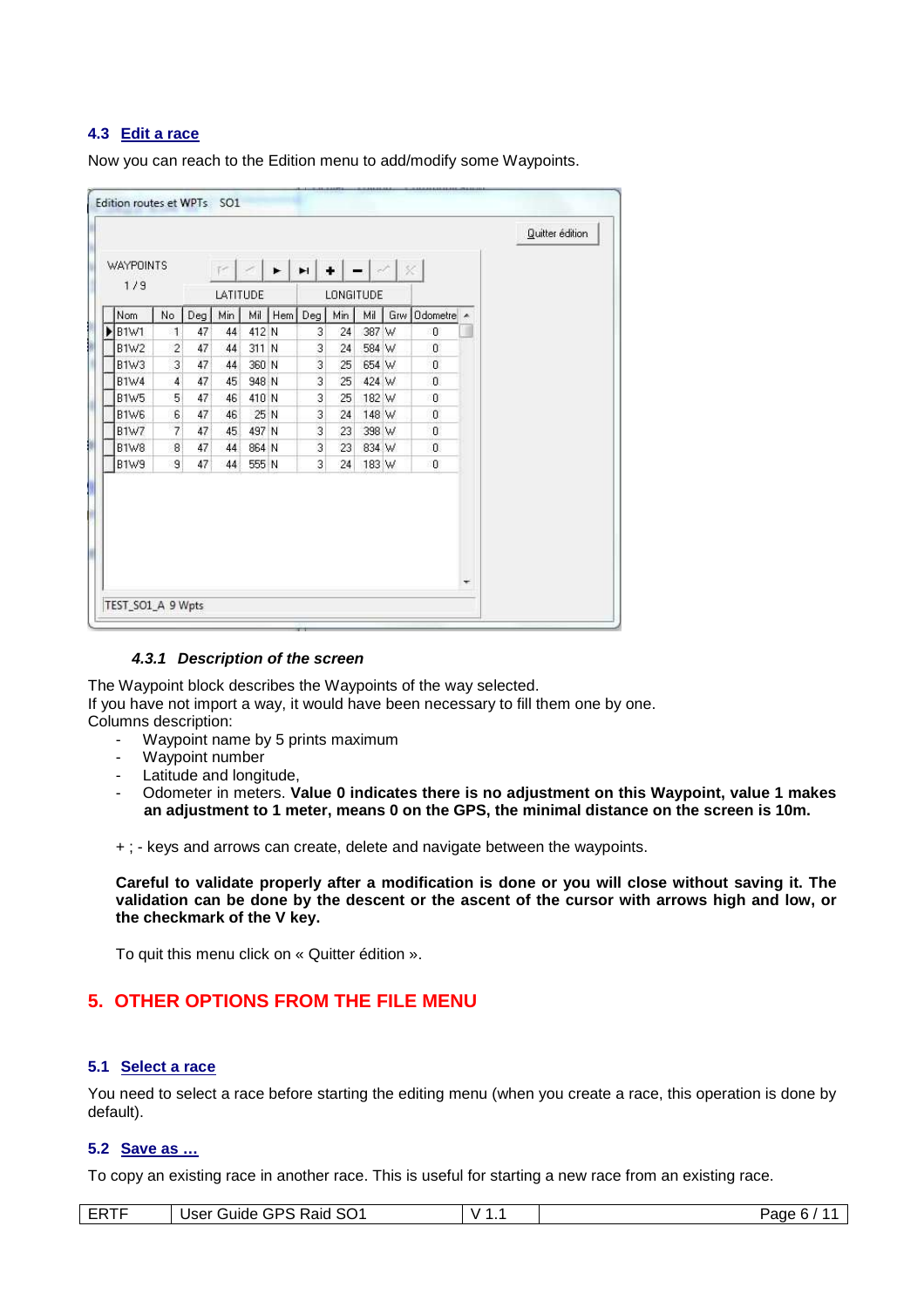## 4.3 Edit a race

Now you can reach to the Edition menu to add/modify some Waypoints.

Edition routes et WPTs SO1

Quitter édition

WAYPOINTS

1 / 9

| Nom | No | LATITUDE Deg | Min | Mil | Hem | LONGITUDE Deg | Min | Mil | Grw | Odometre |
|---|---|---|---|---|---|---|---|---|---|---|
| B1W1 | 1 | 47 | 44 | 412 | N | 3 | 24 | 387 | W | 0 |
| B1W2 | 2 | 47 | 44 | 311 | N | 3 | 24 | 584 | W | 0 |
| B1W3 | 3 | 47 | 44 | 360 | N | 3 | 25 | 654 | W | 0 |
| B1W4 | 4 | 47 | 45 | 948 | N | 3 | 25 | 424 | W | 0 |
| B1W5 | 5 | 47 | 46 | 410 | N | 3 | 25 | 182 | W | 0 |
| B1W6 | 6 | 47 | 46 | 25 | N | 3 | 24 | 148 | W | 0 |
| B1W7 | 7 | 47 | 45 | 497 | N | 3 | 23 | 398 | W | 0 |
| B1W8 | 8 | 47 | 44 | 864 | N | 3 | 23 | 834 | W | 0 |
| B1W9 | 9 | 47 | 44 | 555 | N | 3 | 24 | 183 | W | 0 |

TEST_SO1_A 9 Wpts

### *4.3.1 Description of the screen*

The Waypoint block describes the Waypoints of the way selected.
If you have not import a way, it would have been necessary to fill them one by one.
Columns description:

- Waypoint name by 5 prints maximum
- Waypoint number
- Latitude and longitude,
- Odometer in meters. **Value 0 indicates there is no adjustment on this Waypoint, value 1 makes an adjustment to 1 meter, means 0 on the GPS, the minimal distance on the screen is 10m.**

+ ; - keys and arrows can create, delete and navigate between the waypoints.

**Careful to validate properly after a modification is done or you will close without saving it. The validation can be done by the descent or the ascent of the cursor with arrows high and low, or the checkmark of the V key.**

To quit this menu click on « Quitter édition ».

# 5. OTHER OPTIONS FROM THE FILE MENU

## 5.1 Select a race

You need to select a race before starting the editing menu (when you create a race, this operation is done by default).

## 5.2 Save as …

To copy an existing race in another race. This is useful for starting a new race from an existing race.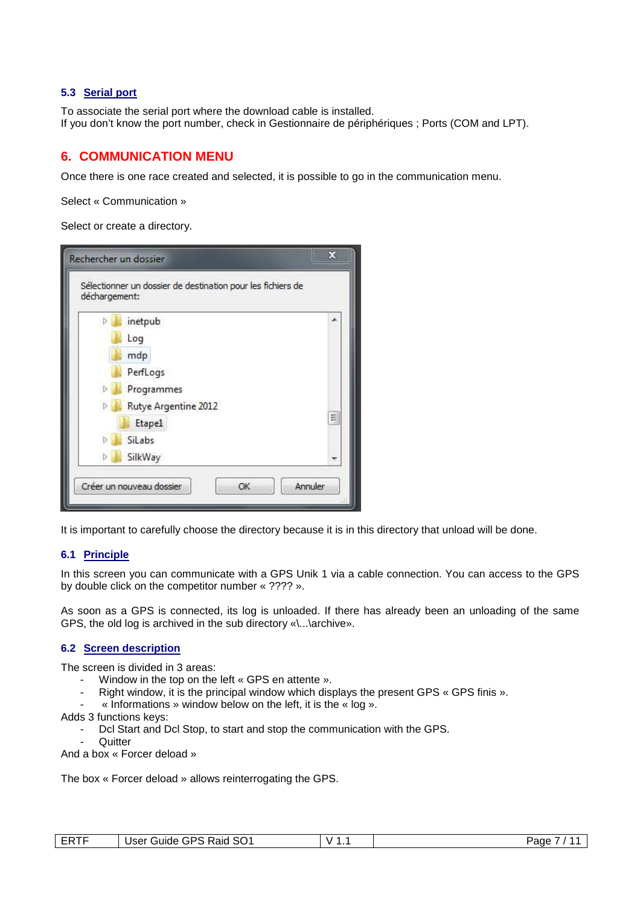### 5.3 Serial port

To associate the serial port where the download cable is installed.
If you don't know the port number, check in Gestionnaire de périphériques ; Ports (COM and LPT).

## 6. COMMUNICATION MENU

Once there is one race created and selected, it is possible to go in the communication menu.

Select « Communication »

Select or create a directory.

It is important to carefully choose the directory because it is in this directory that unload will be done.

### 6.1 Principle

In this screen you can communicate with a GPS Unik 1 via a cable connection. You can access to the GPS by double click on the competitor number « ???? ».

As soon as a GPS is connected, its log is unloaded. If there has already been an unloading of the same GPS, the old log is archived in the sub directory «\...\archive».

### 6.2 Screen description

The screen is divided in 3 areas:

- Window in the top on the left « GPS en attente ».
- Right window, it is the principal window which displays the present GPS « GPS finis ».
- « Informations » window below on the left, it is the « log ».

Adds 3 functions keys:

- Dcl Start and Dcl Stop, to start and stop the communication with the GPS.
- Quitter

And a box « Forcer deload »

The box « Forcer deload » allows reinterrogating the GPS.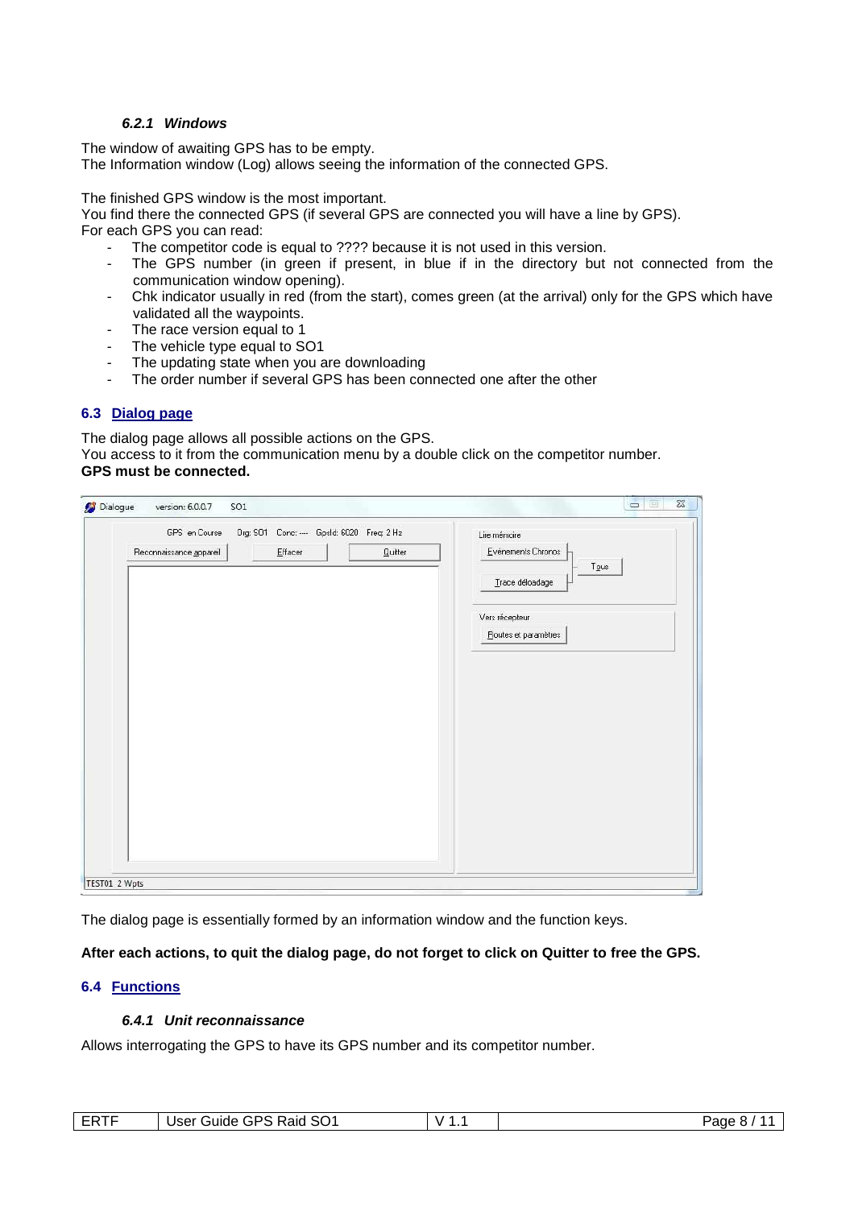#### *6.2.1 Windows*

The window of awaiting GPS has to be empty.
The Information window (Log) allows seeing the information of the connected GPS.

The finished GPS window is the most important.
You find there the connected GPS (if several GPS are connected you will have a line by GPS).
For each GPS you can read:

- The competitor code is equal to ???? because it is not used in this version.
- The GPS number (in green if present, in blue if in the directory but not connected from the communication window opening).
- Chk indicator usually in red (from the start), comes green (at the arrival) only for the GPS which have validated all the waypoints.
- The race version equal to 1
- The vehicle type equal to SO1
- The updating state when you are downloading
- The order number if several GPS has been connected one after the other

### 6.3 Dialog page

The dialog page allows all possible actions on the GPS.
You access to it from the communication menu by a double click on the competitor number.
**GPS must be connected.**

The dialog page is essentially formed by an information window and the function keys.

**After each actions, to quit the dialog page, do not forget to click on Quitter to free the GPS.**

### 6.4 Functions

#### *6.4.1 Unit reconnaissance*

Allows interrogating the GPS to have its GPS number and its competitor number.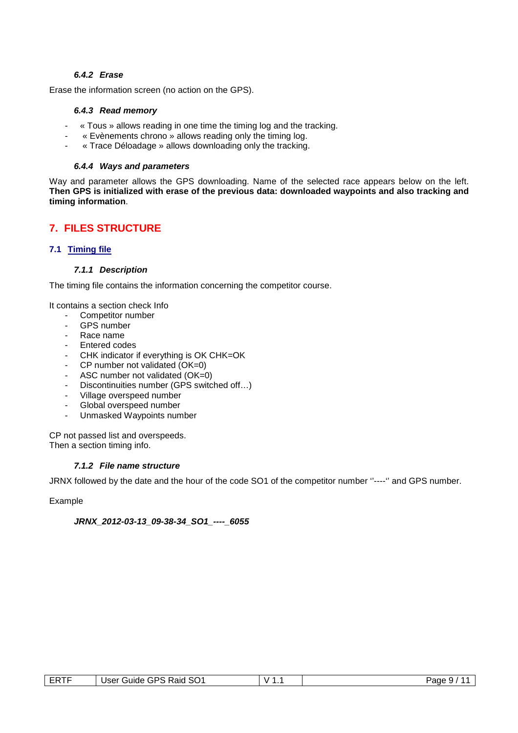#### 6.4.2 Erase

Erase the information screen (no action on the GPS).

#### 6.4.3 Read memory

- « Tous » allows reading in one time the timing log and the tracking.
- « Evènements chrono » allows reading only the timing log.
- « Trace Déloadage » allows downloading only the tracking.

#### 6.4.4 Ways and parameters

Way and parameter allows the GPS downloading. Name of the selected race appears below on the left. **Then GPS is initialized with erase of the previous data: downloaded waypoints and also tracking and timing information**.

# 7. FILES STRUCTURE

## 7.1 Timing file

#### 7.1.1 Description

The timing file contains the information concerning the competitor course.

It contains a section check Info

- Competitor number
- GPS number
- Race name
- Entered codes
- CHK indicator if everything is OK CHK=OK
- CP number not validated (OK=0)
- ASC number not validated (OK=0)
- Discontinuities number (GPS switched off…)
- Village overspeed number
- Global overspeed number
- Unmasked Waypoints number

CP not passed list and overspeeds.
Then a section timing info.

#### 7.1.2 File name structure

JRNX followed by the date and the hour of the code SO1 of the competitor number ''----'' and GPS number.

Example

***JRNX_2012-03-13_09-38-34_SO1_----_6055***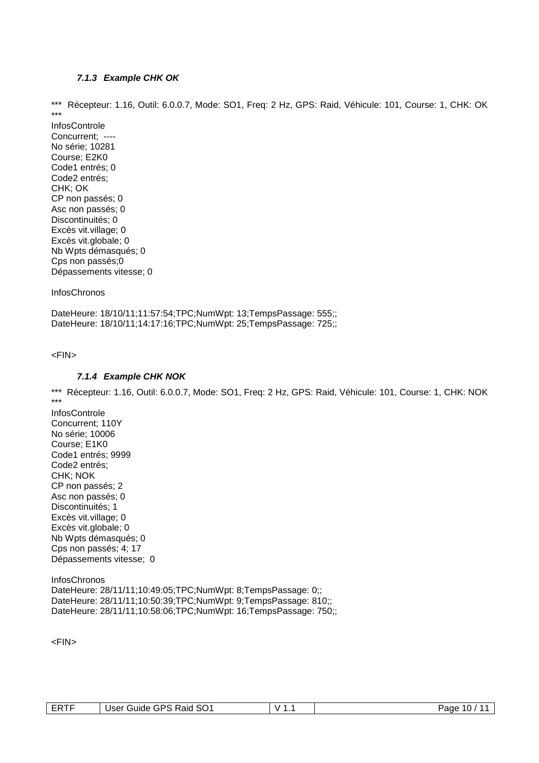#### *7.1.3 Example CHK OK*

\*\*\* Récepteur: 1.16, Outil: 6.0.0.7, Mode: SO1, Freq: 2 Hz, GPS: Raid, Véhicule: 101, Course: 1, CHK: OK \*\*\*

InfosControle
Concurrent; ----
No série; 10281
Course; E2K0
Code1 entrés; 0
Code2 entrés;
CHK; OK
CP non passés; 0
Asc non passés; 0
Discontinuités; 0
Excès vit.village; 0
Excès vit.globale; 0
Nb Wpts démasqués; 0
Cps non passés;0
Dépassements vitesse; 0

InfosChronos

DateHeure: 18/10/11;11:57:54;TPC;NumWpt: 13;TempsPassage: 555;;
DateHeure: 18/10/11;14:17:16;TPC;NumWpt: 25;TempsPassage: 725;;

<FIN>

#### *7.1.4 Example CHK NOK*

\*\*\* Récepteur: 1.16, Outil: 6.0.0.7, Mode: SO1, Freq: 2 Hz, GPS: Raid, Véhicule: 101, Course: 1, CHK: NOK \*\*\*

InfosControle
Concurrent; 110Y
No série; 10006
Course; E1K0
Code1 entrés; 9999
Code2 entrés;
CHK; NOK
CP non passés; 2
Asc non passés; 0
Discontinuités; 1
Excès vit.village; 0
Excès vit.globale; 0
Nb Wpts démasqués; 0
Cps non passés; 4; 17
Dépassements vitesse; 0

InfosChronos
DateHeure: 28/11/11;10:49:05;TPC;NumWpt: 8;TempsPassage: 0;;
DateHeure: 28/11/11;10:50:39;TPC;NumWpt: 9;TempsPassage: 810;;
DateHeure: 28/11/11;10:58:06;TPC;NumWpt: 16;TempsPassage: 750;;

<FIN>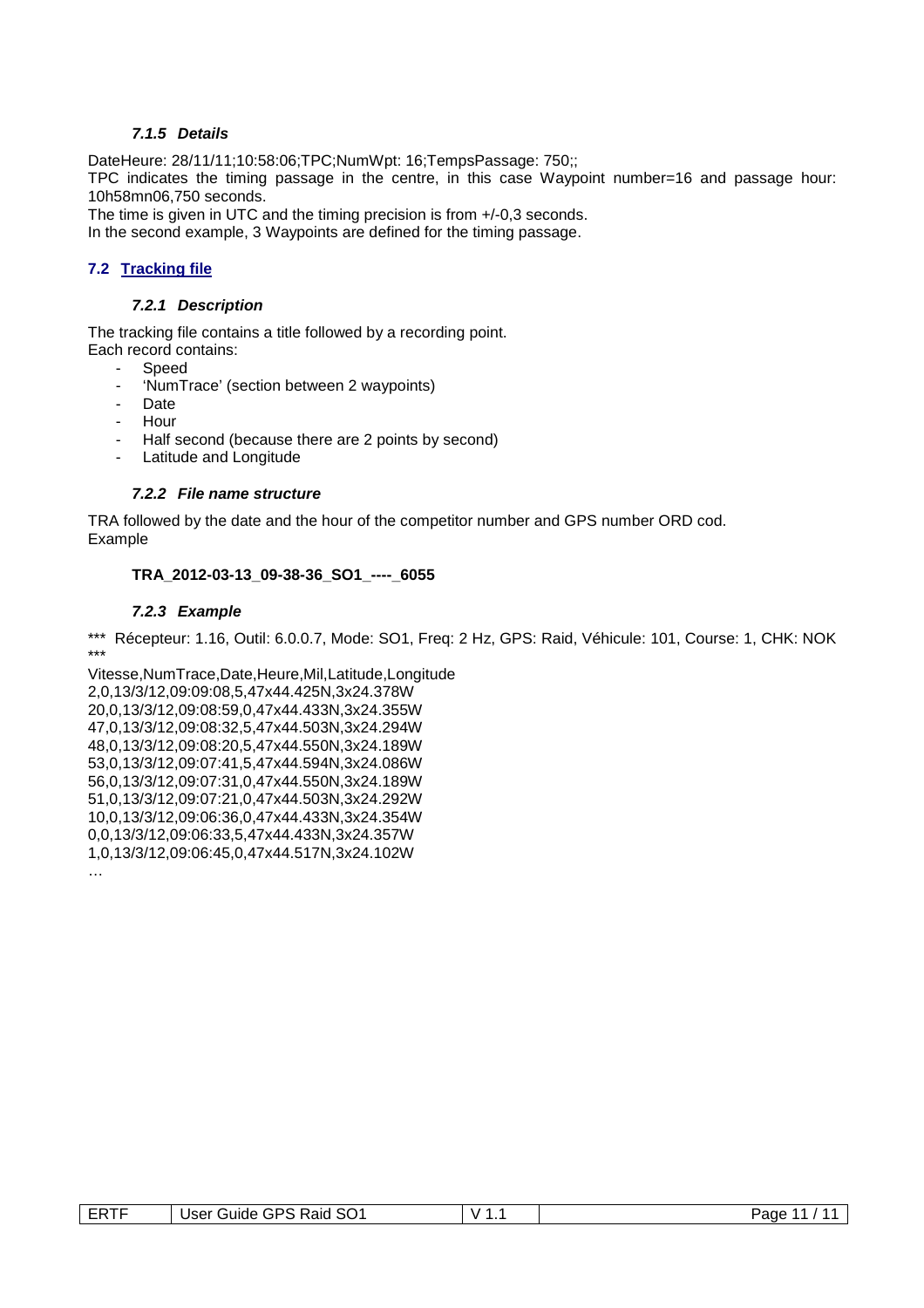#### *7.1.5 Details*

DateHeure: 28/11/11;10:58:06;TPC;NumWpt: 16;TempsPassage: 750;;

TPC indicates the timing passage in the centre, in this case Waypoint number=16 and passage hour: 10h58mn06,750 seconds.

The time is given in UTC and the timing precision is from +/-0,3 seconds.

In the second example, 3 Waypoints are defined for the timing passage.

### 7.2 Tracking file

#### *7.2.1 Description*

The tracking file contains a title followed by a recording point.
Each record contains:

- Speed
- 'NumTrace' (section between 2 waypoints)
- Date
- Hour
- Half second (because there are 2 points by second)
- Latitude and Longitude

#### *7.2.2 File name structure*

TRA followed by the date and the hour of the competitor number and GPS number ORD cod.
Example

**TRA_2012-03-13_09-38-36_SO1_----_6055**

#### *7.2.3 Example*

```
*** Récepteur: 1.16, Outil: 6.0.0.7, Mode: SO1, Freq: 2 Hz, GPS: Raid, Véhicule: 101, Course: 1, CHK: NOK ***
Vitesse,NumTrace,Date,Heure,Mil,Latitude,Longitude
2,0,13/3/12,09:09:08,5,47x44.425N,3x24.378W
20,0,13/3/12,09:08:59,0,47x44.433N,3x24.355W
47,0,13/3/12,09:08:32,5,47x44.503N,3x24.294W
48,0,13/3/12,09:08:20,5,47x44.550N,3x24.189W
53,0,13/3/12,09:07:41,5,47x44.594N,3x24.086W
56,0,13/3/12,09:07:31,0,47x44.550N,3x24.189W
51,0,13/3/12,09:07:21,0,47x44.503N,3x24.292W
10,0,13/3/12,09:06:36,0,47x44.433N,3x24.354W
0,0,13/3/12,09:06:33,5,47x44.433N,3x24.357W
1,0,13/3/12,09:06:45,0,47x44.517N,3x24.102W
…
```